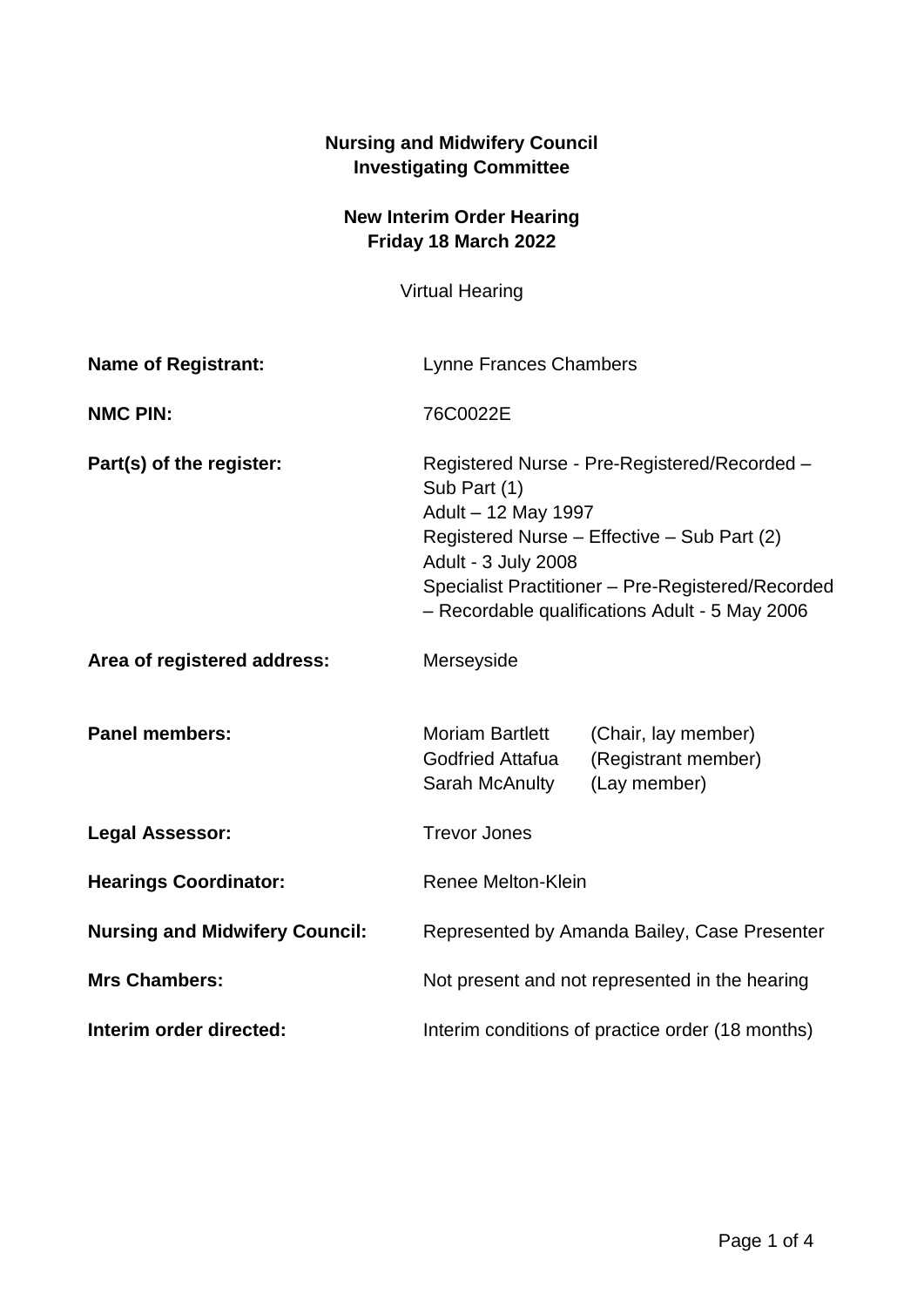**Nursing and Midwifery Council**
**Investigating Committee**

**New Interim Order Hearing**
**Friday 18 March 2022**

Virtual Hearing

| | |
|---|---|
| **Name of Registrant:** | Lynne Frances Chambers |
| **NMC PIN:** | 76C0022E |
| **Part(s) of the register:** | Registered Nurse - Pre-Registered/Recorded – Sub Part (1)<br>Adult – 12 May 1997<br>Registered Nurse – Effective – Sub Part (2)<br>Adult - 3 July 2008<br>Specialist Practitioner – Pre-Registered/Recorded – Recordable qualifications Adult - 5 May 2006 |
| **Area of registered address:** | Merseyside |
| **Panel members:** | Moriam Bartlett (Chair, lay member)<br>Godfried Attafua (Registrant member)<br>Sarah McAnulty (Lay member) |
| **Legal Assessor:** | Trevor Jones |
| **Hearings Coordinator:** | Renee Melton-Klein |
| **Nursing and Midwifery Council:** | Represented by Amanda Bailey, Case Presenter |
| **Mrs Chambers:** | Not present and not represented in the hearing |
| **Interim order directed:** | Interim conditions of practice order (18 months) |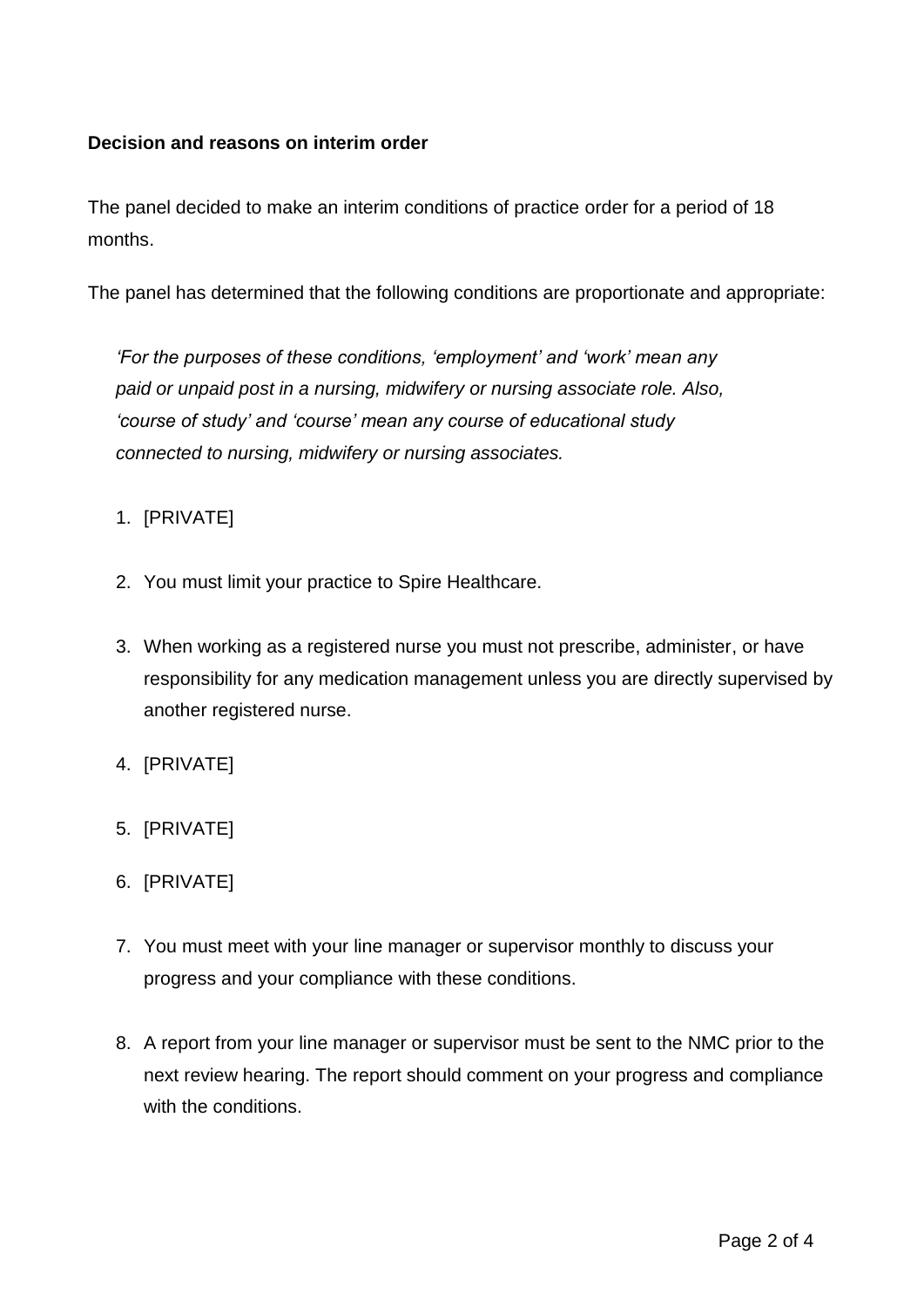**Decision and reasons on interim order**

The panel decided to make an interim conditions of practice order for a period of 18 months.

The panel has determined that the following conditions are proportionate and appropriate:

> *'For the purposes of these conditions, 'employment' and 'work' mean any paid or unpaid post in a nursing, midwifery or nursing associate role. Also, 'course of study' and 'course' mean any course of educational study connected to nursing, midwifery or nursing associates.*

1. [PRIVATE]
2. You must limit your practice to Spire Healthcare.
3. When working as a registered nurse you must not prescribe, administer, or have responsibility for any medication management unless you are directly supervised by another registered nurse.
4. [PRIVATE]
5. [PRIVATE]
6. [PRIVATE]
7. You must meet with your line manager or supervisor monthly to discuss your progress and your compliance with these conditions.
8. A report from your line manager or supervisor must be sent to the NMC prior to the next review hearing. The report should comment on your progress and compliance with the conditions.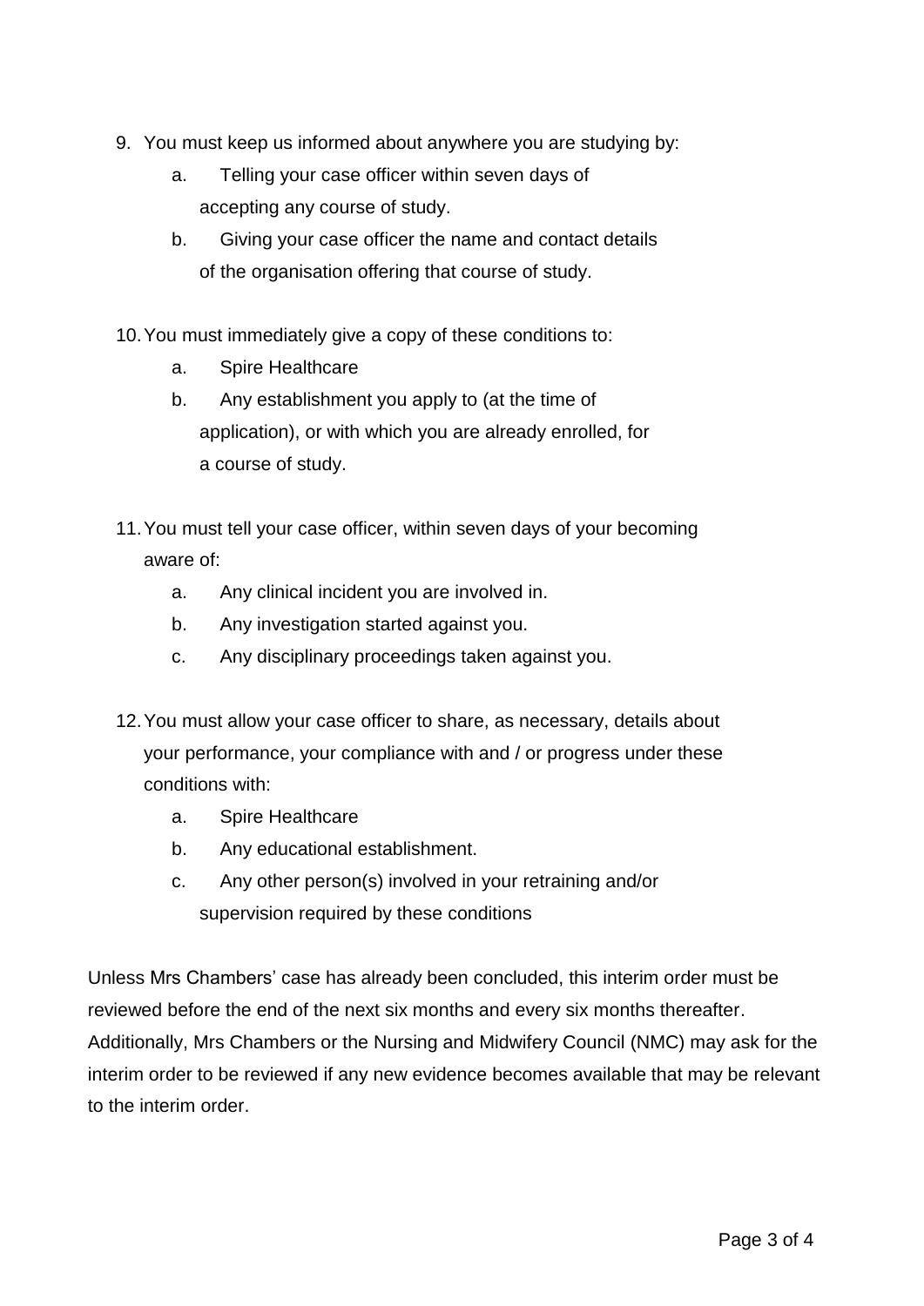9. You must keep us informed about anywhere you are studying by:
   a. Telling your case officer within seven days of accepting any course of study.
   b. Giving your case officer the name and contact details of the organisation offering that course of study.

10. You must immediately give a copy of these conditions to:
    a. Spire Healthcare
    b. Any establishment you apply to (at the time of application), or with which you are already enrolled, for a course of study.

11. You must tell your case officer, within seven days of your becoming aware of:
    a. Any clinical incident you are involved in.
    b. Any investigation started against you.
    c. Any disciplinary proceedings taken against you.

12. You must allow your case officer to share, as necessary, details about your performance, your compliance with and / or progress under these conditions with:
    a. Spire Healthcare
    b. Any educational establishment.
    c. Any other person(s) involved in your retraining and/or supervision required by these conditions

Unless Mrs Chambers' case has already been concluded, this interim order must be reviewed before the end of the next six months and every six months thereafter. Additionally, Mrs Chambers or the Nursing and Midwifery Council (NMC) may ask for the interim order to be reviewed if any new evidence becomes available that may be relevant to the interim order.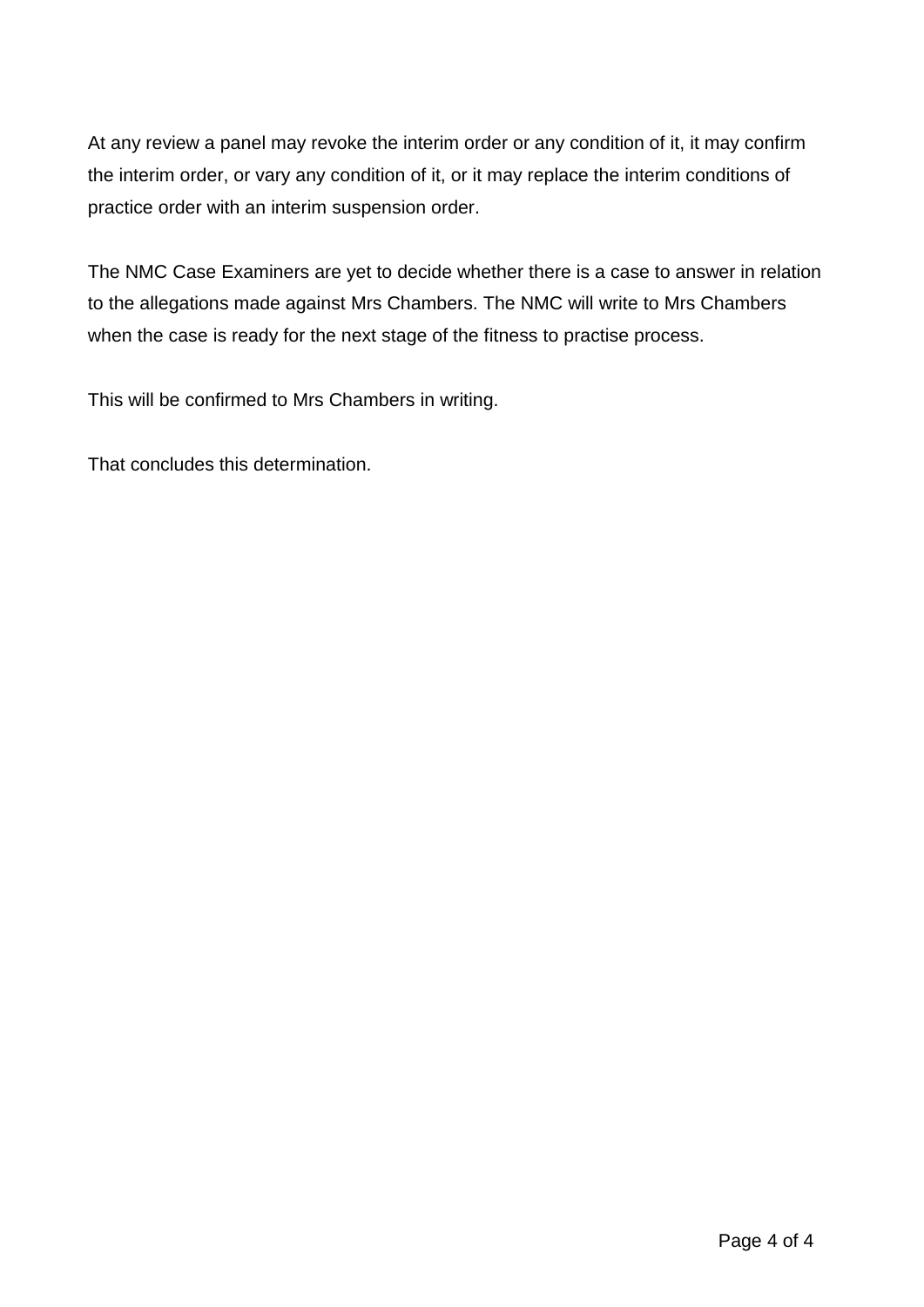At any review a panel may revoke the interim order or any condition of it, it may confirm the interim order, or vary any condition of it, or it may replace the interim conditions of practice order with an interim suspension order.

The NMC Case Examiners are yet to decide whether there is a case to answer in relation to the allegations made against Mrs Chambers. The NMC will write to Mrs Chambers when the case is ready for the next stage of the fitness to practise process.

This will be confirmed to Mrs Chambers in writing.

That concludes this determination.